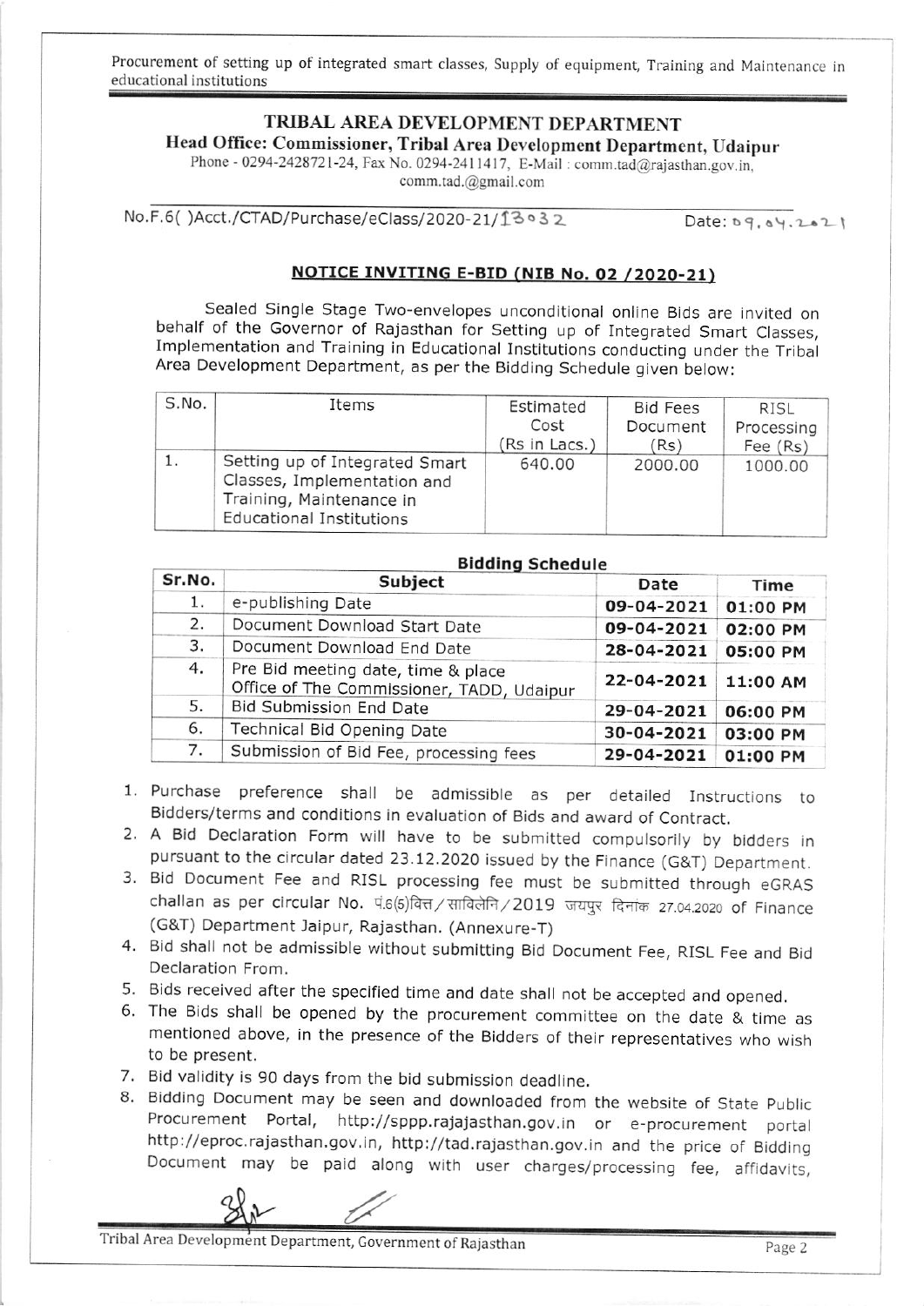Procurement of setting up of integrated smart classes, Supply of equipment, Training and Maintenance in educational institutions

# TRIBAL AREA DEVELOPMENT DEPARTMENT

## Head Office: Commissioner, Tribal Area Development Department, Udaipur

Phone - 0294-2428721-24, Fax No. 0294-2411417, E-Mail : comm.tad@rajasthan.gov.in, comm.tad.@gmail.com

No.F.6( )Acct./CTAD/Purchase/eClass/2020-21/13032 Date: 09.04.2021

### NOTICE INVITING E-BID (NIB No. 02 /2020-21)

Sealed Single Stage Two-envelopes unconditional online Bids are invited on behalf of the Governor of Rajasthan for Setting up of Integrated Smart Classes, Implementation and Training in Educational Institutions conducting under the Tribal Area Development Department, as per the Bidding Schedule given below:

| S.No. | Items | Estimated Cost (Rs in Lacs.) | Bid Fees Document (Rs) | RISL Processing Fee (Rs) |
|---|---|---|---|---|
| 1. | Setting up of Integrated Smart Classes, Implementation and Training, Maintenance in Educational Institutions | 640.00 | 2000.00 | 1000.00 |

**Bidding Schedule**

| Sr.No. | Subject | Date | Time |
|---|---|---|---|
| 1. | e-publishing Date | 09-04-2021 | 01:00 PM |
| 2. | Document Download Start Date | 09-04-2021 | 02:00 PM |
| 3. | Document Download End Date | 28-04-2021 | 05:00 PM |
| 4. | Pre Bid meeting date, time & place Office of The Commissioner, TADD, Udaipur | 22-04-2021 | 11:00 AM |
| 5. | Bid Submission End Date | 29-04-2021 | 06:00 PM |
| 6. | Technical Bid Opening Date | 30-04-2021 | 03:00 PM |
| 7. | Submission of Bid Fee, processing fees | 29-04-2021 | 01:00 PM |

1. Purchase preference shall be admissible as per detailed Instructions to Bidders/terms and conditions in evaluation of Bids and award of Contract.
2. A Bid Declaration Form will have to be submitted compulsorily by bidders in pursuant to the circular dated 23.12.2020 issued by the Finance (G&T) Department.
3. Bid Document Fee and RISL processing fee must be submitted through eGRAS challan as per circular No. पं.6(5)वित्त/साविलेनि/2019 जयपुर दिनांक 27.04.2020 of Finance (G&T) Department Jaipur, Rajasthan. (Annexure-T)
4. Bid shall not be admissible without submitting Bid Document Fee, RISL Fee and Bid Declaration From.
5. Bids received after the specified time and date shall not be accepted and opened.
6. The Bids shall be opened by the procurement committee on the date & time as mentioned above, in the presence of the Bidders of their representatives who wish to be present.
7. Bid validity is 90 days from the bid submission deadline.
8. Bidding Document may be seen and downloaded from the website of State Public Procurement Portal, http://sppp.rajajasthan.gov.in or e-procurement portal http://eproc.rajasthan.gov.in, http://tad.rajasthan.gov.in and the price of Bidding Document may be paid along with user charges/processing fee, affidavits,

Tribal Area Development Department, Government of Rajasthan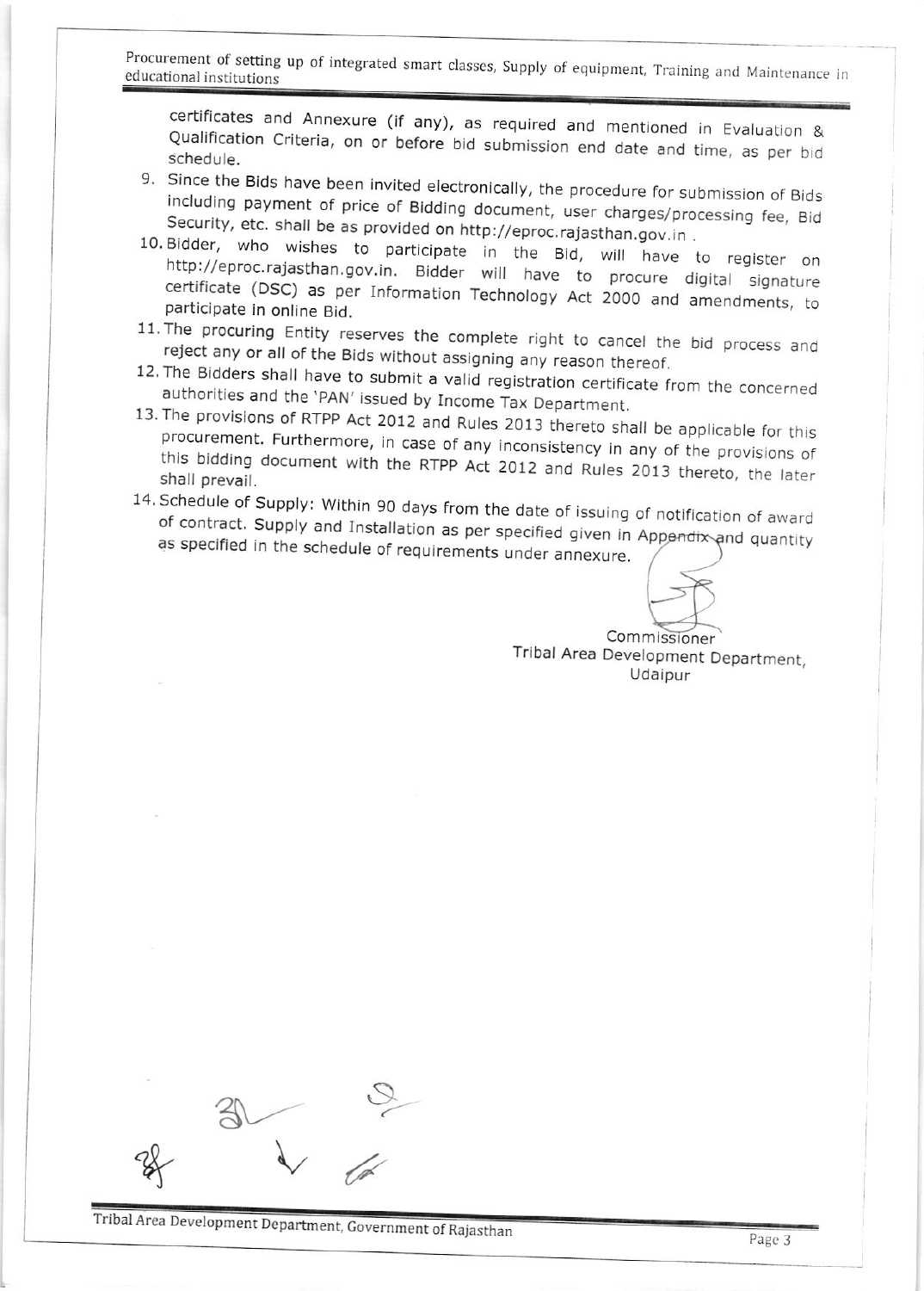certificates and Annexure (if any), as required and mentioned in Evaluation & Qualification Criteria, on or before bid submission end date and time, as per bid schedule.

9. Since the Bids have been invited electronically, the procedure for submission of Bids including payment of price of Bidding document, user charges/processing fee, Bid Security, etc. shall be as provided on http://eproc.rajasthan.gov.in .
10. Bidder, who wishes to participate in the Bid, will have to register on http://eproc.rajasthan.gov.in. Bidder will have to procure digital signature certificate (DSC) as per Information Technology Act 2000 and amendments, to participate in online Bid.
11. The procuring Entity reserves the complete right to cancel the bid process and reject any or all of the Bids without assigning any reason thereof.
12. The Bidders shall have to submit a valid registration certificate from the concerned authorities and the 'PAN' issued by Income Tax Department.
13. The provisions of RTPP Act 2012 and Rules 2013 thereto shall be applicable for this procurement. Furthermore, in case of any inconsistency in any of the provisions of this bidding document with the RTPP Act 2012 and Rules 2013 thereto, the later shall prevail.
14. Schedule of Supply: Within 90 days from the date of issuing of notification of award of contract. Supply and Installation as per specified given in Appendix and quantity as specified in the schedule of requirements under annexure.

Commissioner
Tribal Area Development Department,
Udaipur